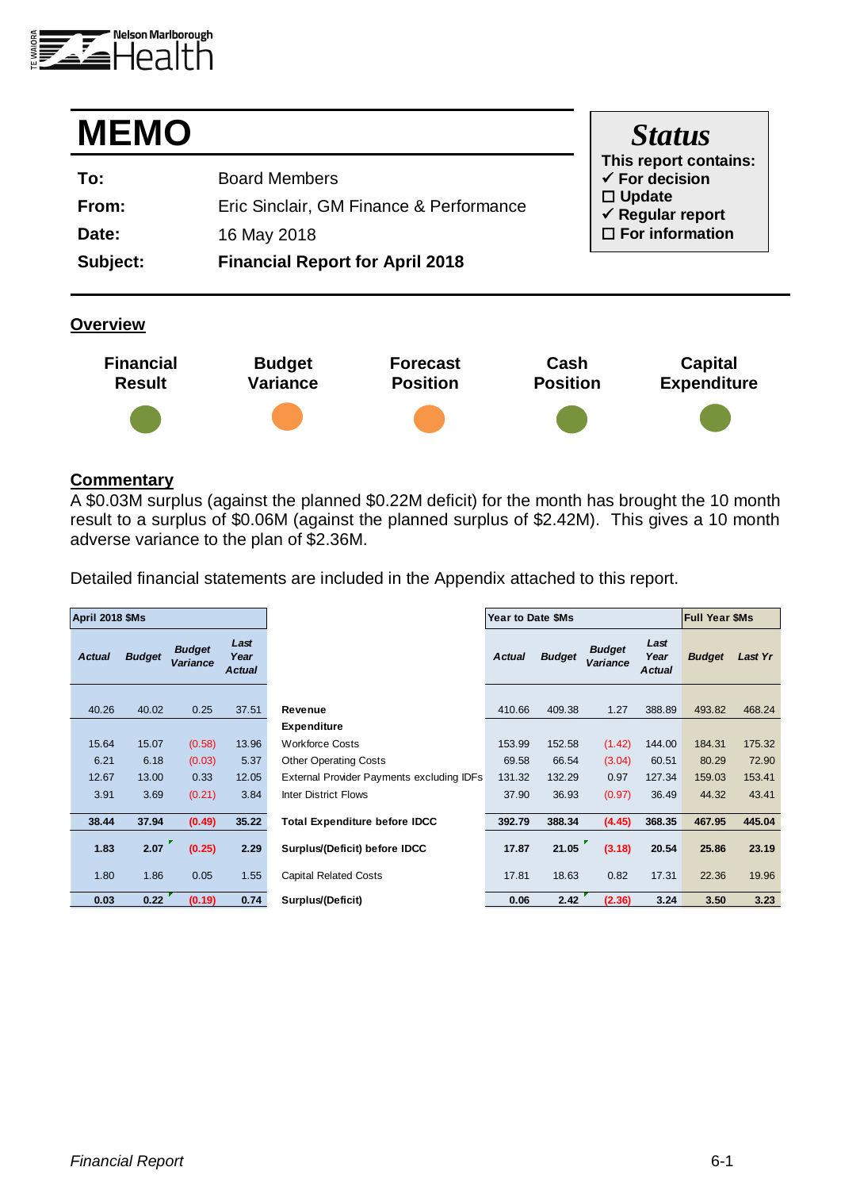Nelson Marlborough Health

# MEMO

| | |
|---|---|
| **To:** | Board Members |
| **From:** | Eric Sinclair, GM Finance & Performance |
| **Date:** | 16 May 2018 |
| **Subject:** | **Financial Report for April 2018** |

**Status**

**This report contains:**
- ✓ **For decision**
- ☐ **Update**
- ✓ **Regular report**
- ☐ **For information**

## Overview

| Financial Result | Budget Variance | Forecast Position | Cash Position | Capital Expenditure |
|---|---|---|---|---|
| Green | Orange | Orange | Green | Green |

## Commentary

A $0.03M surplus (against the planned $0.22M deficit) for the month has brought the 10 month result to a surplus of $0.06M (against the planned surplus of $2.42M). This gives a 10 month adverse variance to the plan of $2.36M.

Detailed financial statements are included in the Appendix attached to this report.

| April 2018 $Ms | | | | | Year to Date $Ms | | | | Full Year $Ms | |
|---|---|---|---|---|---|---|---|---|---|---|
| *Actual* | *Budget* | *Budget Variance* | *Last Year Actual* | | *Actual* | *Budget* | *Budget Variance* | *Last Year Actual* | *Budget* | *Last Yr* |
| 40.26 | 40.02 | 0.25 | 37.51 | **Revenue** | 410.66 | 409.38 | 1.27 | 388.89 | 493.82 | 468.24 |
| | | | | **Expenditure** | | | | | | |
| 15.64 | 15.07 | (0.58) | 13.96 | Workforce Costs | 153.99 | 152.58 | (1.42) | 144.00 | 184.31 | 175.32 |
| 6.21 | 6.18 | (0.03) | 5.37 | Other Operating Costs | 69.58 | 66.54 | (3.04) | 60.51 | 80.29 | 72.90 |
| 12.67 | 13.00 | 0.33 | 12.05 | External Provider Payments excluding IDFs | 131.32 | 132.29 | 0.97 | 127.34 | 159.03 | 153.41 |
| 3.91 | 3.69 | (0.21) | 3.84 | Inter District Flows | 37.90 | 36.93 | (0.97) | 36.49 | 44.32 | 43.41 |
| **38.44** | **37.94** | **(0.49)** | **35.22** | **Total Expenditure before IDCC** | **392.79** | **388.34** | **(4.45)** | **368.35** | **467.95** | **445.04** |
| **1.83** | **2.07** | **(0.25)** | **2.29** | **Surplus/(Deficit) before IDCC** | **17.87** | **21.05** | **(3.18)** | **20.54** | **25.86** | **23.19** |
| 1.80 | 1.86 | 0.05 | 1.55 | Capital Related Costs | 17.81 | 18.63 | 0.82 | 17.31 | 22.36 | 19.96 |
| **0.03** | **0.22** | **(0.19)** | **0.74** | **Surplus/(Deficit)** | **0.06** | **2.42** | **(2.36)** | **3.24** | **3.50** | **3.23** |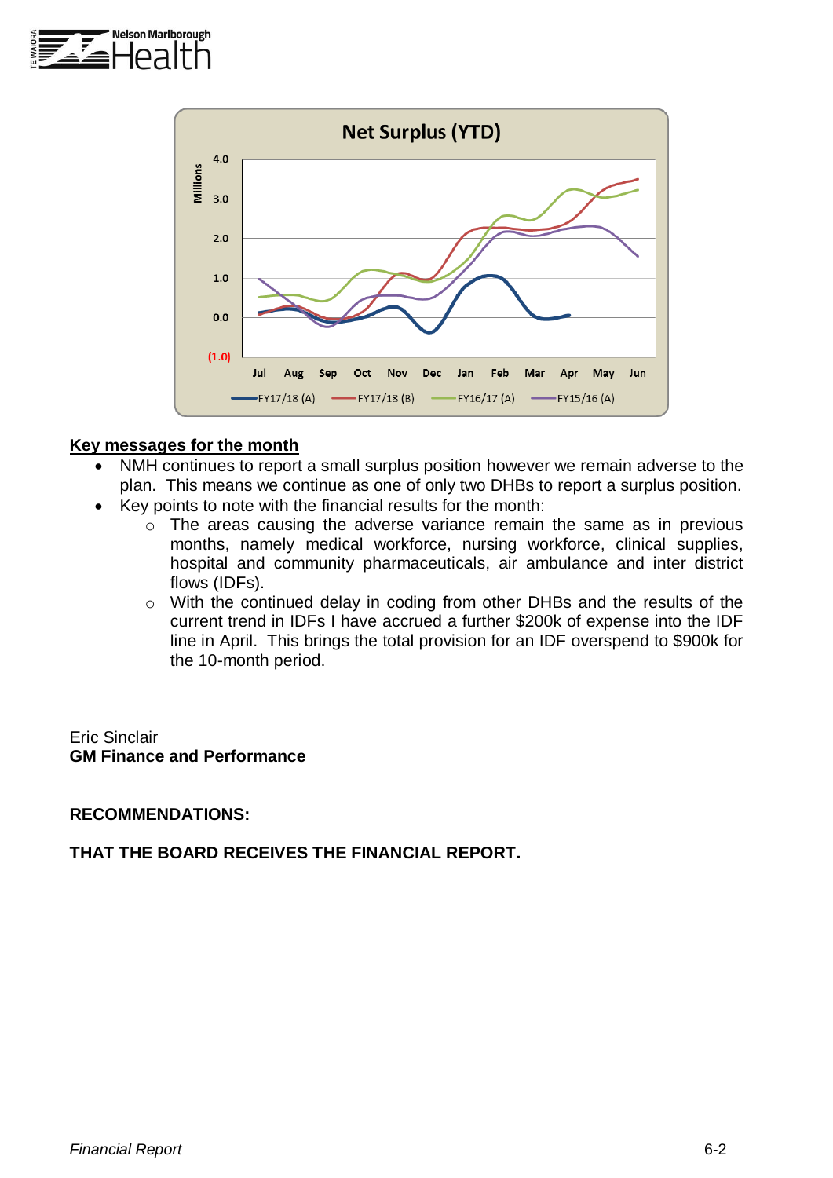Net Surplus (YTD)

Millions

4.0
3.0
2.0
1.0
0.0
(1.0)

Jul Aug Sep Oct Nov Dec Jan Feb Mar Apr May Jun

FY17/18 (A) FY17/18 (B) FY16/17 (A) FY15/16 (A)

## Key messages for the month

- NMH continues to report a small surplus position however we remain adverse to the plan. This means we continue as one of only two DHBs to report a surplus position.
- Key points to note with the financial results for the month:
  - The areas causing the adverse variance remain the same as in previous months, namely medical workforce, nursing workforce, clinical supplies, hospital and community pharmaceuticals, air ambulance and inter district flows (IDFs).
  - With the continued delay in coding from other DHBs and the results of the current trend in IDFs I have accrued a further $200k of expense into the IDF line in April. This brings the total provision for an IDF overspend to $900k for the 10-month period.

Eric Sinclair
**GM Finance and Performance**

**RECOMMENDATIONS:**

**THAT THE BOARD RECEIVES THE FINANCIAL REPORT.**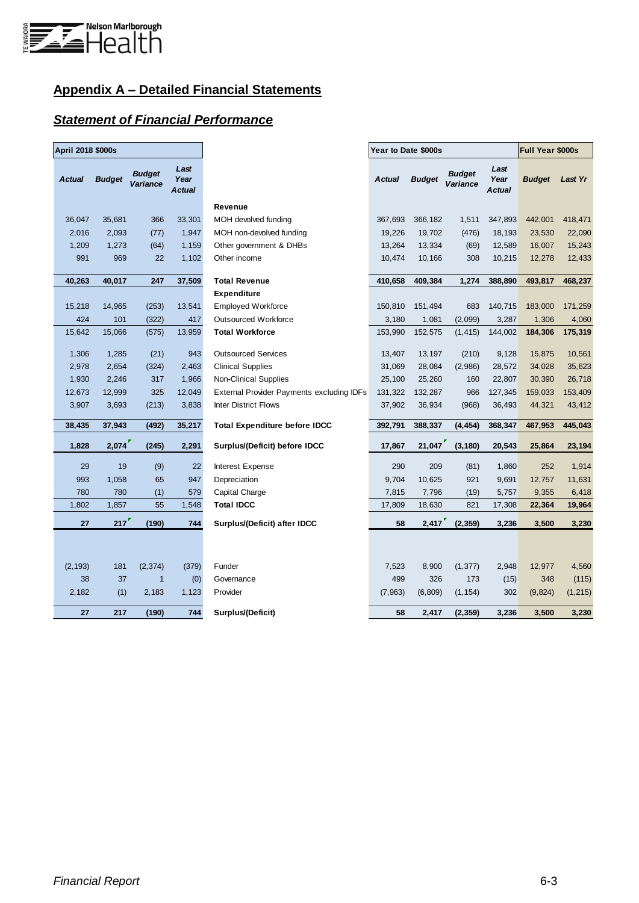## Appendix A – Detailed Financial Statements

### *Statement of Financial Performance*

| April 2018 $000s | | | | | Year to Date $000s | | | | Full Year $000s | |
|---|---|---|---|---|---|---|---|---|---|---|
| *Actual* | *Budget* | *Budget Variance* | *Last Year Actual* | | *Actual* | *Budget* | *Budget Variance* | *Last Year Actual* | *Budget* | *Last Yr* |
| | | | | **Revenue** | | | | | | |
| 36,047 | 35,681 | 366 | 33,301 | MOH devolved funding | 367,693 | 366,182 | 1,511 | 347,893 | 442,001 | 418,471 |
| 2,016 | 2,093 | (77) | 1,947 | MOH non-devolved funding | 19,226 | 19,702 | (476) | 18,193 | 23,530 | 22,090 |
| 1,209 | 1,273 | (64) | 1,159 | Other government & DHBs | 13,264 | 13,334 | (69) | 12,589 | 16,007 | 15,243 |
| 991 | 969 | 22 | 1,102 | Other income | 10,474 | 10,166 | 308 | 10,215 | 12,278 | 12,433 |
| **40,263** | **40,017** | **247** | **37,509** | **Total Revenue** | **410,658** | **409,384** | **1,274** | **388,890** | **493,817** | **468,237** |
| | | | | **Expenditure** | | | | | | |
| 15,218 | 14,965 | (253) | 13,541 | Employed Workforce | 150,810 | 151,494 | 683 | 140,715 | 183,000 | 171,259 |
| 424 | 101 | (322) | 417 | Outsourced Workforce | 3,180 | 1,081 | (2,099) | 3,287 | 1,306 | 4,060 |
| 15,642 | 15,066 | (575) | 13,959 | **Total Workforce** | 153,990 | 152,575 | (1,415) | 144,002 | **184,306** | **175,319** |
| 1,306 | 1,285 | (21) | 943 | Outsourced Services | 13,407 | 13,197 | (210) | 9,128 | 15,875 | 10,561 |
| 2,978 | 2,654 | (324) | 2,463 | Clinical Supplies | 31,069 | 28,084 | (2,986) | 28,572 | 34,028 | 35,623 |
| 1,930 | 2,246 | 317 | 1,966 | Non-Clinical Supplies | 25,100 | 25,260 | 160 | 22,807 | 30,390 | 26,718 |
| 12,673 | 12,999 | 325 | 12,049 | External Provider Payments excluding IDFs | 131,322 | 132,287 | 966 | 127,345 | 159,033 | 153,409 |
| 3,907 | 3,693 | (213) | 3,838 | Inter District Flows | 37,902 | 36,934 | (968) | 36,493 | 44,321 | 43,412 |
| **38,435** | **37,943** | **(492)** | **35,217** | **Total Expenditure before IDCC** | **392,791** | **388,337** | **(4,454)** | **368,347** | **467,953** | **445,043** |
| **1,828** | **2,074** | **(245)** | **2,291** | **Surplus/(Deficit) before IDCC** | **17,867** | **21,047** | **(3,180)** | **20,543** | **25,864** | **23,194** |
| 29 | 19 | (9) | 22 | Interest Expense | 290 | 209 | (81) | 1,860 | 252 | 1,914 |
| 993 | 1,058 | 65 | 947 | Depreciation | 9,704 | 10,625 | 921 | 9,691 | 12,757 | 11,631 |
| 780 | 780 | (1) | 579 | Capital Charge | 7,815 | 7,796 | (19) | 5,757 | 9,355 | 6,418 |
| 1,802 | 1,857 | 55 | 1,548 | **Total IDCC** | 17,809 | 18,630 | 821 | 17,308 | **22,364** | **19,964** |
| **27** | **217** | **(190)** | **744** | **Surplus/(Deficit) after IDCC** | **58** | **2,417** | **(2,359)** | **3,236** | **3,500** | **3,230** |
| (2,193) | 181 | (2,374) | (379) | Funder | 7,523 | 8,900 | (1,377) | 2,948 | 12,977 | 4,560 |
| 38 | 37 | 1 | (0) | Governance | 499 | 326 | 173 | (15) | 348 | (115) |
| 2,182 | (1) | 2,183 | 1,123 | Provider | (7,963) | (6,809) | (1,154) | 302 | (9,824) | (1,215) |
| **27** | **217** | **(190)** | **744** | **Surplus/(Deficit)** | **58** | **2,417** | **(2,359)** | **3,236** | **3,500** | **3,230** |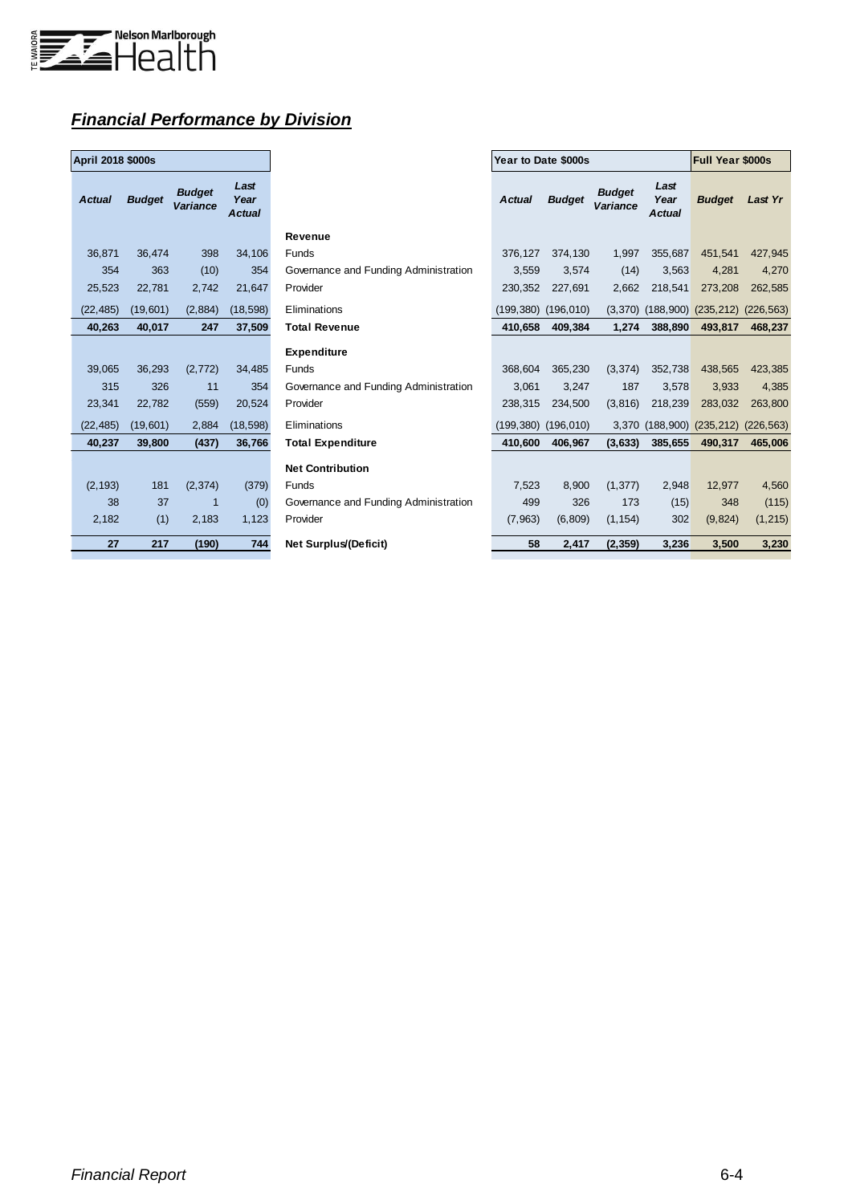## *Financial Performance by Division*

| April 2018 $000s | | | | | Year to Date $000s | | | | Full Year $000s | |
|---|---|---|---|---|---|---|---|---|---|---|
| ***Actual*** | ***Budget*** | ***Budget Variance*** | ***Last Year Actual*** | | ***Actual*** | ***Budget*** | ***Budget Variance*** | ***Last Year Actual*** | ***Budget*** | ***Last Yr*** |
| | | | | **Revenue** | | | | | | |
| 36,871 | 36,474 | 398 | 34,106 | Funds | 376,127 | 374,130 | 1,997 | 355,687 | 451,541 | 427,945 |
| 354 | 363 | (10) | 354 | Governance and Funding Administration | 3,559 | 3,574 | (14) | 3,563 | 4,281 | 4,270 |
| 25,523 | 22,781 | 2,742 | 21,647 | Provider | 230,352 | 227,691 | 2,662 | 218,541 | 273,208 | 262,585 |
| (22,485) | (19,601) | (2,884) | (18,598) | Eliminations | (199,380) | (196,010) | (3,370) | (188,900) | (235,212) | (226,563) |
| **40,263** | **40,017** | **247** | **37,509** | **Total Revenue** | **410,658** | **409,384** | **1,274** | **388,890** | **493,817** | **468,237** |
| | | | | **Expenditure** | | | | | | |
| 39,065 | 36,293 | (2,772) | 34,485 | Funds | 368,604 | 365,230 | (3,374) | 352,738 | 438,565 | 423,385 |
| 315 | 326 | 11 | 354 | Governance and Funding Administration | 3,061 | 3,247 | 187 | 3,578 | 3,933 | 4,385 |
| 23,341 | 22,782 | (559) | 20,524 | Provider | 238,315 | 234,500 | (3,816) | 218,239 | 283,032 | 263,800 |
| (22,485) | (19,601) | 2,884 | (18,598) | Eliminations | (199,380) | (196,010) | 3,370 | (188,900) | (235,212) | (226,563) |
| **40,237** | **39,800** | **(437)** | **36,766** | **Total Expenditure** | **410,600** | **406,967** | **(3,633)** | **385,655** | **490,317** | **465,006** |
| | | | | **Net Contribution** | | | | | | |
| (2,193) | 181 | (2,374) | (379) | Funds | 7,523 | 8,900 | (1,377) | 2,948 | 12,977 | 4,560 |
| 38 | 37 | 1 | (0) | Governance and Funding Administration | 499 | 326 | 173 | (15) | 348 | (115) |
| 2,182 | (1) | 2,183 | 1,123 | Provider | (7,963) | (6,809) | (1,154) | 302 | (9,824) | (1,215) |
| **27** | **217** | **(190)** | **744** | **Net Surplus/(Deficit)** | **58** | **2,417** | **(2,359)** | **3,236** | **3,500** | **3,230** |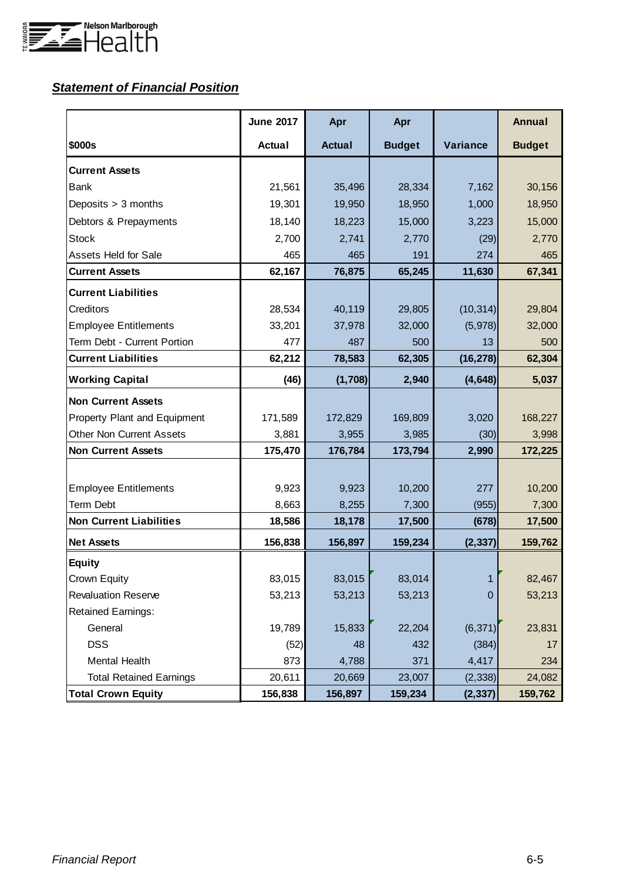***Statement of Financial Position***

| | June 2017 | Apr | Apr | | Annual |
|---|---|---|---|---|---|
| **$000s** | **Actual** | **Actual** | **Budget** | **Variance** | **Budget** |
| **Current Assets** | | | | | |
| Bank | 21,561 | 35,496 | 28,334 | 7,162 | 30,156 |
| Deposits > 3 months | 19,301 | 19,950 | 18,950 | 1,000 | 18,950 |
| Debtors & Prepayments | 18,140 | 18,223 | 15,000 | 3,223 | 15,000 |
| Stock | 2,700 | 2,741 | 2,770 | (29) | 2,770 |
| Assets Held for Sale | 465 | 465 | 191 | 274 | 465 |
| **Current Assets** | **62,167** | **76,875** | **65,245** | **11,630** | **67,341** |
| **Current Liabilities** | | | | | |
| Creditors | 28,534 | 40,119 | 29,805 | (10,314) | 29,804 |
| Employee Entitlements | 33,201 | 37,978 | 32,000 | (5,978) | 32,000 |
| Term Debt - Current Portion | 477 | 487 | 500 | 13 | 500 |
| **Current Liabilities** | **62,212** | **78,583** | **62,305** | **(16,278)** | **62,304** |
| **Working Capital** | **(46)** | **(1,708)** | **2,940** | **(4,648)** | **5,037** |
| **Non Current Assets** | | | | | |
| Property Plant and Equipment | 171,589 | 172,829 | 169,809 | 3,020 | 168,227 |
| Other Non Current Assets | 3,881 | 3,955 | 3,985 | (30) | 3,998 |
| **Non Current Assets** | **175,470** | **176,784** | **173,794** | **2,990** | **172,225** |
| Employee Entitlements | 9,923 | 9,923 | 10,200 | 277 | 10,200 |
| Term Debt | 8,663 | 8,255 | 7,300 | (955) | 7,300 |
| **Non Current Liabilities** | **18,586** | **18,178** | **17,500** | **(678)** | **17,500** |
| **Net Assets** | **156,838** | **156,897** | **159,234** | **(2,337)** | **159,762** |
| **Equity** | | | | | |
| Crown Equity | 83,015 | 83,015 | 83,014 | 1 | 82,467 |
| Revaluation Reserve | 53,213 | 53,213 | 53,213 | 0 | 53,213 |
| Retained Earnings: | | | | | |
| General | 19,789 | 15,833 | 22,204 | (6,371) | 23,831 |
| DSS | (52) | 48 | 432 | (384) | 17 |
| Mental Health | 873 | 4,788 | 371 | 4,417 | 234 |
| Total Retained Earnings | 20,611 | 20,669 | 23,007 | (2,338) | 24,082 |
| **Total Crown Equity** | **156,838** | **156,897** | **159,234** | **(2,337)** | **159,762** |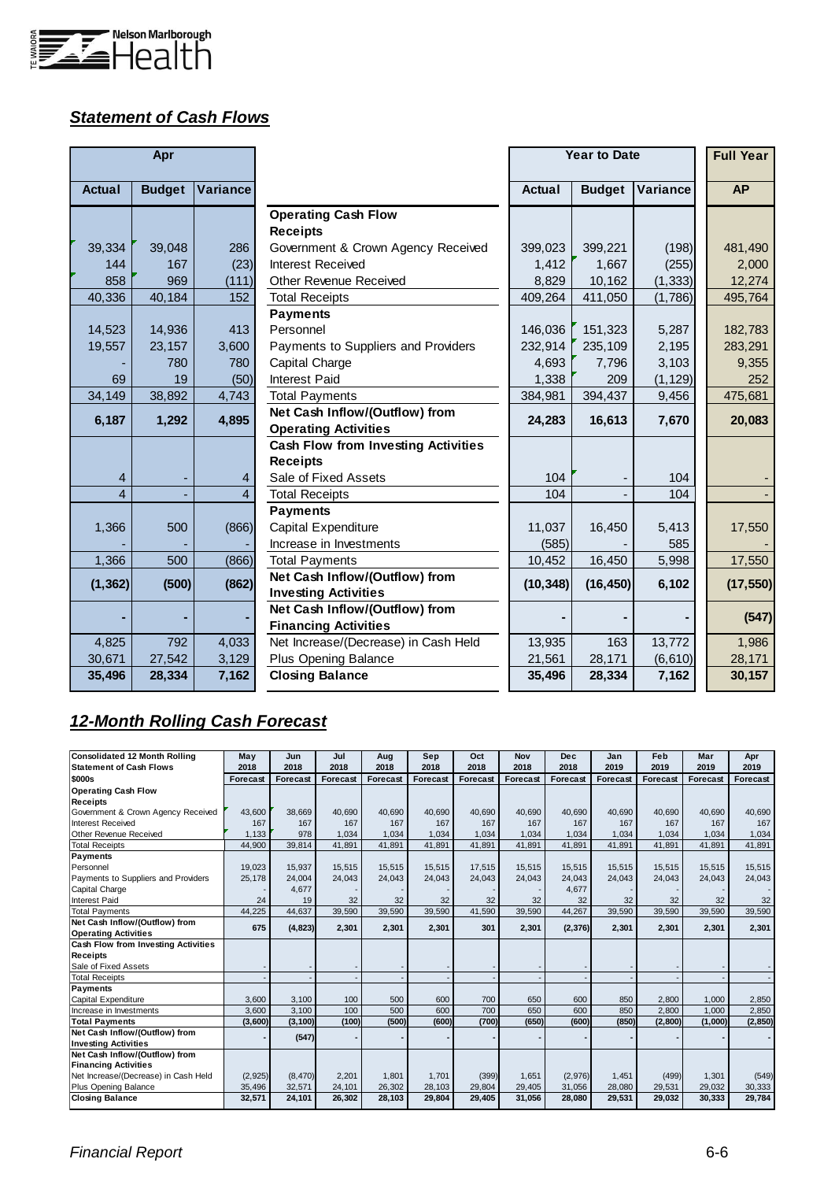## *Statement of Cash Flows*

| Apr | | | | Year to Date | | | Full Year |
|---|---|---|---|---|---|---|---|
| Actual | Budget | Variance | | Actual | Budget | Variance | AP |
| | | | **Operating Cash Flow** | | | | |
| | | | **Receipts** | | | | |
| 39,334 | 39,048 | 286 | Government & Crown Agency Received | 399,023 | 399,221 | (198) | 481,490 |
| 144 | 167 | (23) | Interest Received | 1,412 | 1,667 | (255) | 2,000 |
| 858 | 969 | (111) | Other Revenue Received | 8,829 | 10,162 | (1,333) | 12,274 |
| 40,336 | 40,184 | 152 | Total Receipts | 409,264 | 411,050 | (1,786) | 495,764 |
| | | | **Payments** | | | | |
| 14,523 | 14,936 | 413 | Personnel | 146,036 | 151,323 | 5,287 | 182,783 |
| 19,557 | 23,157 | 3,600 | Payments to Suppliers and Providers | 232,914 | 235,109 | 2,195 | 283,291 |
| - | 780 | 780 | Capital Charge | 4,693 | 7,796 | 3,103 | 9,355 |
| 69 | 19 | (50) | Interest Paid | 1,338 | 209 | (1,129) | 252 |
| 34,149 | 38,892 | 4,743 | Total Payments | 384,981 | 394,437 | 9,456 | 475,681 |
| **6,187** | **1,292** | **4,895** | **Net Cash Inflow/(Outflow) from Operating Activities** | **24,283** | **16,613** | **7,670** | **20,083** |
| | | | **Cash Flow from Investing Activities** | | | | |
| | | | **Receipts** | | | | |
| 4 | - | 4 | Sale of Fixed Assets | 104 | - | 104 | - |
| 4 | - | 4 | Total Receipts | 104 | - | 104 | - |
| | | | **Payments** | | | | |
| 1,366 | 500 | (866) | Capital Expenditure | 11,037 | 16,450 | 5,413 | 17,550 |
| - | - | - | Increase in Investments | (585) | - | 585 | - |
| 1,366 | 500 | (866) | Total Payments | 10,452 | 16,450 | 5,998 | 17,550 |
| **(1,362)** | **(500)** | **(862)** | **Net Cash Inflow/(Outflow) from Investing Activities** | **(10,348)** | **(16,450)** | **6,102** | **(17,550)** |
| **-** | **-** | **-** | **Net Cash Inflow/(Outflow) from Financing Activities** | **-** | **-** | **-** | **(547)** |
| 4,825 | 792 | 4,033 | Net Increase/(Decrease) in Cash Held | 13,935 | 163 | 13,772 | 1,986 |
| 30,671 | 27,542 | 3,129 | Plus Opening Balance | 21,561 | 28,171 | (6,610) | 28,171 |
| **35,496** | **28,334** | **7,162** | **Closing Balance** | **35,496** | **28,334** | **7,162** | **30,157** |

## *12-Month Rolling Cash Forecast*

| Consolidated 12 Month Rolling Statement of Cash Flows | May 2018 | Jun 2018 | Jul 2018 | Aug 2018 | Sep 2018 | Oct 2018 | Nov 2018 | Dec 2018 | Jan 2019 | Feb 2019 | Mar 2019 | Apr 2019 |
|---|---|---|---|---|---|---|---|---|---|---|---|---|
| $000s | Forecast | Forecast | Forecast | Forecast | Forecast | Forecast | Forecast | Forecast | Forecast | Forecast | Forecast | Forecast |
| **Operating Cash Flow** | | | | | | | | | | | | |
| **Receipts** | | | | | | | | | | | | |
| Government & Crown Agency Received | 43,600 | 38,669 | 40,690 | 40,690 | 40,690 | 40,690 | 40,690 | 40,690 | 40,690 | 40,690 | 40,690 | 40,690 |
| Interest Received | 167 | 167 | 167 | 167 | 167 | 167 | 167 | 167 | 167 | 167 | 167 | 167 |
| Other Revenue Received | 1,133 | 978 | 1,034 | 1,034 | 1,034 | 1,034 | 1,034 | 1,034 | 1,034 | 1,034 | 1,034 | 1,034 |
| Total Receipts | 44,900 | 39,814 | 41,891 | 41,891 | 41,891 | 41,891 | 41,891 | 41,891 | 41,891 | 41,891 | 41,891 | 41,891 |
| **Payments** | | | | | | | | | | | | |
| Personnel | 19,023 | 15,937 | 15,515 | 15,515 | 15,515 | 17,515 | 15,515 | 15,515 | 15,515 | 15,515 | 15,515 | 15,515 |
| Payments to Suppliers and Providers | 25,178 | 24,004 | 24,043 | 24,043 | 24,043 | 24,043 | 24,043 | 24,043 | 24,043 | 24,043 | 24,043 | 24,043 |
| Capital Charge | - | 4,677 | - | - | - | - | - | 4,677 | - | - | - | - |
| Interest Paid | 24 | 19 | 32 | 32 | 32 | 32 | 32 | 32 | 32 | 32 | 32 | 32 |
| Total Payments | 44,225 | 44,637 | 39,590 | 39,590 | 39,590 | 41,590 | 39,590 | 44,267 | 39,590 | 39,590 | 39,590 | 39,590 |
| **Net Cash Inflow/(Outflow) from Operating Activities** | **675** | **(4,823)** | **2,301** | **2,301** | **2,301** | **301** | **2,301** | **(2,376)** | **2,301** | **2,301** | **2,301** | **2,301** |
| **Cash Flow from Investing Activities** | | | | | | | | | | | | |
| **Receipts** | | | | | | | | | | | | |
| Sale of Fixed Assets | - | - | - | - | - | - | - | - | - | - | - | - |
| Total Receipts | - | - | - | - | - | - | - | - | - | - | - | - |
| **Payments** | | | | | | | | | | | | |
| Capital Expenditure | 3,600 | 3,100 | 100 | 500 | 600 | 700 | 650 | 600 | 850 | 2,800 | 1,000 | 2,850 |
| Increase in Investments | 3,600 | 3,100 | 100 | 500 | 600 | 700 | 650 | 600 | 850 | 2,800 | 1,000 | 2,850 |
| **Total Payments** | **(3,600)** | **(3,100)** | **(100)** | **(500)** | **(600)** | **(700)** | **(650)** | **(600)** | **(850)** | **(2,800)** | **(1,000)** | **(2,850)** |
| **Net Cash Inflow/(Outflow) from Investing Activities** | **-** | **(547)** | **-** | **-** | **-** | **-** | **-** | **-** | **-** | **-** | **-** | **-** |
| **Net Cash Inflow/(Outflow) from Financing Activities** | | | | | | | | | | | | |
| Net Increase/(Decrease) in Cash Held | (2,925) | (8,470) | 2,201 | 1,801 | 1,701 | (399) | 1,651 | (2,976) | 1,451 | (499) | 1,301 | (549) |
| Plus Opening Balance | 35,496 | 32,571 | 24,101 | 26,302 | 28,103 | 29,804 | 29,405 | 31,056 | 28,080 | 29,531 | 29,032 | 30,333 |
| **Closing Balance** | **32,571** | **24,101** | **26,302** | **28,103** | **29,804** | **29,405** | **31,056** | **28,080** | **29,531** | **29,032** | **30,333** | **29,784** |